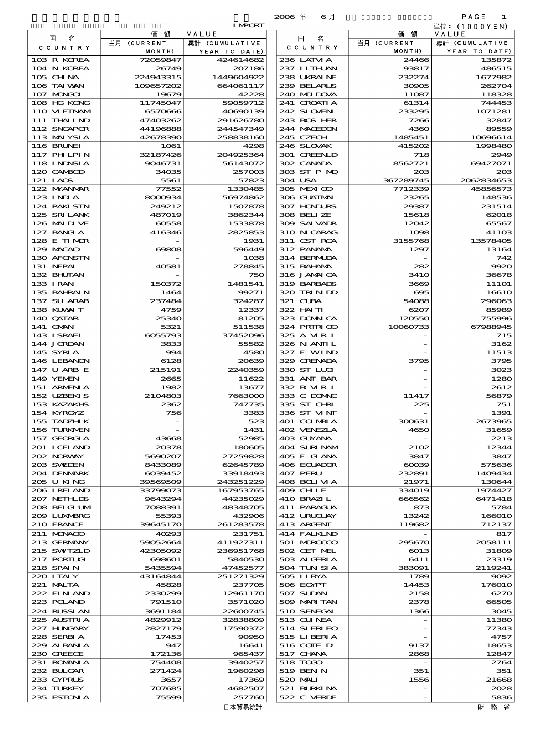2006 年 6 月

IMPORT

単位：(1000YEN)

| 国名 COUNTRY | 価額 VALUE 当月 (CURRENT MONTH) | 累計 (CUMULATIVE YEAR TO DATE) | 国名 COUNTRY | 価額 VALUE 当月 (CURRENT MONTH) | 累計 (CUMULATIVE YEAR TO DATE) |
|---|---|---|---|---|---|
| 103 R KOREA | 72059847 | 424614682 | 236 LATVIA | 24466 | 135872 |
| 104 N KOREA | 26749 | 207186 | 237 LITHUAN | 93817 | 486515 |
| 105 CHINA | 224943315 | 1449604922 | 238 UKRAINE | 232274 | 1677982 |
| 106 TAIWAN | 109657202 | 664061117 | 239 BELARUS | 30905 | 262704 |
| 107 MONGOL | 19679 | 42228 | 240 MOLDOVA | 11087 | 118328 |
| 108 HG KONG | 11745047 | 59059712 | 241 CROATIA | 61314 | 744453 |
| 110 VIETNAM | 6570666 | 40690139 | 242 SLOVEN | 233295 | 1071281 |
| 111 THAILND | 47403262 | 291626780 | 243 BOS HER | 7266 | 32847 |
| 112 SNGAPOR | 44196888 | 244547349 | 244 MACEDON | 4360 | 89559 |
| 113 MALYSIA | 42678390 | 258838160 | 245 CZECH | 1485451 | 10696614 |
| 116 BRUNEI | 1061 | 4298 | 246 SLOVAK | 415202 | 1998480 |
| 117 PHILPIN | 32187426 | 204925364 | 301 GREENLD | 718 | 2949 |
| 118 INDNSIA | 9046731 | 56143072 | 302 CANADA | 8562721 | 69427071 |
| 120 CAMBOD | 34035 | 257003 | 303 ST P MQ | 203 | 203 |
| 121 LAOS | 5561 | 57823 | 304 USA | 367289745 | 2062834653 |
| 122 MYANMAR | 77552 | 1330485 | 305 MEXICO | 7712339 | 45856573 |
| 123 INDIA | 8000934 | 56974862 | 306 GUATMAL | 23265 | 148536 |
| 124 PAKISTN | 249212 | 1507878 | 307 HONDURS | 29387 | 231514 |
| 125 SRI LANK | 487019 | 3862344 | 308 BELIZE | 15618 | 62018 |
| 126 MALDIVE | 60558 | 1533878 | 309 SALVADR | 12042 | 65567 |
| 127 BANGLA | 416346 | 2825853 | 310 NICARAG | 1098 | 41103 |
| 128 E TIMOR | - | 1931 | 311 CST RCA | 3155768 | 13578405 |
| 129 MACAO | 69808 | 596449 | 312 PANAMA | 1297 | 13164 |
| 130 AFGNSTN | - | 1038 | 314 BERMUDA | - | 742 |
| 131 NEPAL | 40581 | 278845 | 315 BAHAMA | 282 | 9920 |
| 132 BHUTAN | - | 750 | 316 JAMAICA | 3410 | 36678 |
| 133 IRAN | 150372 | 1481541 | 319 BARBADS | 3669 | 11101 |
| 135 BAHRAIN | 1464 | 99271 | 320 TRINIDD | 695 | 16610 |
| 137 SU ARAB | 237484 | 324287 | 321 CUBA | 54088 | 296063 |
| 138 KUWAIT | 4759 | 12337 | 322 HAITI | 6207 | 85989 |
| 140 QATAR | 25340 | 81205 | 323 DOMNICA | 120550 | 755996 |
| 141 OMAN | 5321 | 511538 | 324 PRTRICO | 10060733 | 67988945 |
| 143 ISRAEL | 6055793 | 37452096 | 325 A VIRI | - | 715 |
| 144 JORDAN | 3833 | 55582 | 326 N ANTIL | - | 3162 |
| 145 SYRIA | 994 | 4580 | 327 F WIND | - | 11513 |
| 146 LEBANON | 6128 | 20639 | 329 GRENADA | 3795 | 3795 |
| 147 U ARB E | 215191 | 2240359 | 330 ST LUCI | - | 3023 |
| 149 YEMEN | 2665 | 11622 | 331 ANT BAR | - | 1280 |
| 151 ARMENIA | 1982 | 13677 | 332 B VIRI | - | 2612 |
| 152 UZBEKIS | 2104803 | 7663000 | 333 C DOMNC | 11417 | 56879 |
| 153 KAZAKHS | 2362 | 747735 | 335 ST CHRI | 225 | 751 |
| 154 KYRGYZ | 756 | 3383 | 336 ST VINT | - | 1391 |
| 155 TADZHIK | - | 523 | 401 COLMBIA | 300631 | 2673965 |
| 156 TURKMEN | - | 1431 | 402 VENEZLA | 4650 | 31659 |
| 157 GEORGIA | 43668 | 52985 | 403 GUYANA | - | 2213 |
| 201 ICELAND | 20378 | 180605 | 404 SURINAM | 2102 | 12344 |
| 202 NORWAY | 5690207 | 27259828 | 405 F GIANA | 3847 | 3847 |
| 203 SWEDEN | 8433089 | 62645789 | 406 ECUADOR | 60039 | 575636 |
| 204 DENMARK | 6039452 | 33918493 | 407 PERU | 232891 | 1409434 |
| 205 U KING | 39569509 | 243251229 | 408 BOLIVIA | 21971 | 130644 |
| 206 IRELAND | 33799073 | 167953765 | 409 CHILE | 334019 | 1974427 |
| 207 NETHLDS | 9643294 | 44235029 | 410 BRAZIL | 666562 | 6471418 |
| 208 BELGIUM | 7088391 | 48348705 | 411 PARAGUA | 873 | 5784 |
| 209 LUXMBRG | 55393 | 432906 | 412 URUGUAY | 13242 | 166010 |
| 210 FRANCE | 39645170 | 261283578 | 413 ARGENT | 119682 | 712137 |
| 211 MONACO | 40293 | 231751 | 414 FALKLND | - | 817 |
| 213 GERMANY | 59052664 | 411927311 | 501 MOROCCO | 295670 | 2058111 |
| 215 SWTZLD | 42305092 | 236951768 | 502 CET MEL | 6013 | 31809 |
| 217 PORTUGL | 698601 | 5840530 | 503 ALGERIA | 6411 | 23319 |
| 218 SPAIN | 5435594 | 47452577 | 504 TUNISIA | 383091 | 2119241 |
| 220 ITALY | 43164844 | 251271329 | 505 LIBYA | 1789 | 9092 |
| 221 MALTA | 45828 | 237705 | 506 EGYPT | 14453 | 176010 |
| 222 FINLAND | 2330299 | 12961170 | 507 SUDAN | 2158 | 6270 |
| 223 POLAND | 791510 | 3571020 | 509 MARITAN | 2378 | 66505 |
| 224 RUSSIAN | 3691184 | 22600745 | 510 SENEGAL | 1366 | 3045 |
| 225 AUSTRIA | 4829912 | 32838809 | 513 GUINEA | - | 11380 |
| 227 HUNGARY | 2827179 | 17590372 | 514 SIERLEO | - | 77343 |
| 228 SERBIA | 17453 | 90950 | 515 LIBERIA | - | 4757 |
| 229 ALBANIA | 947 | 16641 | 516 COTE D | 9137 | 18653 |
| 230 GREECE | 172136 | 965437 | 517 GHANA | 2868 | 12847 |
| 231 ROMANIA | 754408 | 3940257 | 518 TOGO | - | 2764 |
| 232 BULGAR | 271424 | 1960298 | 519 BENIN | 351 | 351 |
| 233 CYPRUS | 3657 | 17369 | 520 MALI | 1556 | 21668 |
| 234 TURKEY | 707685 | 4682507 | 521 BURKINA | - | 2028 |
| 235 ESTONIA | 75599 | 257760 | 522 C VERDE | - | 5836 |

日本貿易統計　　　財務省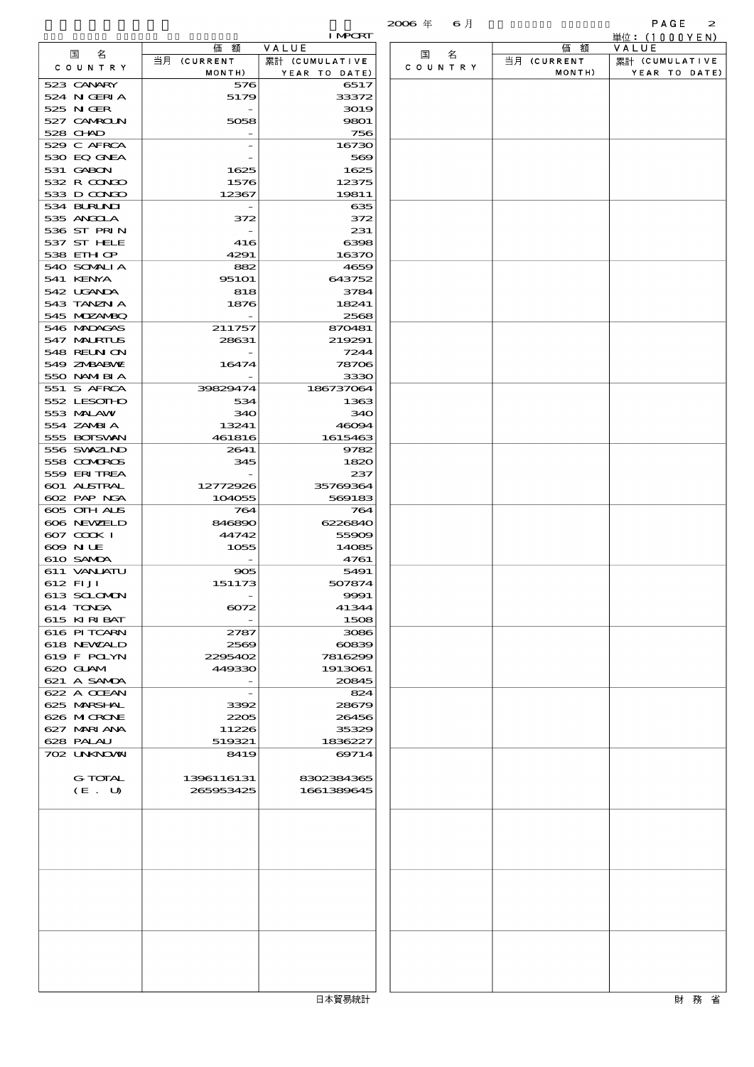2006 年 6 月

IMPORT

単位：(1000YEN)

| 国 名 COUNTRY | 価額 VALUE 当月 (CURRENT MONTH) | 累計 (CUMULATIVE YEAR TO DATE) |
|---|---|---|
| 523 CANARY | 576 | 6517 |
| 524 NIGERIA | 5179 | 33372 |
| 525 NIGER | - | 3019 |
| 527 CAMROUN | 5058 | 9801 |
| 528 CHAD | - | 756 |
| 529 C AFRCA | - | 16730 |
| 530 EQ GNEA | - | 569 |
| 531 GABON | 1625 | 1625 |
| 532 R CONGO | 1576 | 12375 |
| 533 D CONGO | 12367 | 19811 |
| 534 BURUNDI | - | 635 |
| 535 ANGOLA | 372 | 372 |
| 536 ST PRIN | - | 231 |
| 537 ST HELE | 416 | 6398 |
| 538 ETHIOP | 4291 | 16370 |
| 540 SOMALIA | 882 | 4659 |
| 541 KENYA | 95101 | 643752 |
| 542 UGANDA | 818 | 3784 |
| 543 TANZNIA | 1876 | 18241 |
| 545 MOZAMBQ | - | 2568 |
| 546 MADAGAS | 211757 | 870481 |
| 547 MAURTUS | 28631 | 219291 |
| 548 REUNION | - | 7244 |
| 549 ZMBABWE | 16474 | 78706 |
| 550 NAMIBIA | - | 3330 |
| 551 S AFRCA | 39829474 | 186737064 |
| 552 LESOTHO | 534 | 1363 |
| 553 MALAWI | 340 | 340 |
| 554 ZAMBIA | 13241 | 46094 |
| 555 BOTSWAN | 461816 | 1615463 |
| 556 SWAZLND | 2641 | 9782 |
| 558 COMOROS | 345 | 1820 |
| 559 ERITREA | - | 237 |
| 601 AUSTRAL | 12772926 | 35769364 |
| 602 PAP NGA | 104055 | 569183 |
| 605 OTH AUS | 764 | 764 |
| 606 NEWZELD | 846890 | 6226840 |
| 607 COOK I | 44742 | 55909 |
| 609 NIUE | 1055 | 14085 |
| 610 SAMOA | - | 4761 |
| 611 VANUATU | 905 | 5491 |
| 612 FIJI | 151173 | 507874 |
| 613 SOLOMON | - | 9991 |
| 614 TONGA | 6072 | 41344 |
| 615 KIRIBAT | - | 1508 |
| 616 PITCARN | 2787 | 3086 |
| 618 NEWCALD | 2569 | 60839 |
| 619 F POLYN | 2295402 | 7816299 |
| 620 GUAM | 449330 | 1913061 |
| 621 A SAMOA | - | 20845 |
| 622 A OCEAN | - | 824 |
| 625 MARSHAL | 3392 | 28679 |
| 626 MICRONE | 2205 | 26456 |
| 627 MARIANA | 11226 | 35329 |
| 628 PALAU | 519321 | 1836227 |
| 702 UNKNOWN | 8419 | 69714 |
| G-TOTAL | 1396116131 | 8302384365 |
| (E. U) | 265953425 | 1661389645 |

日本貿易統計

財 務 省